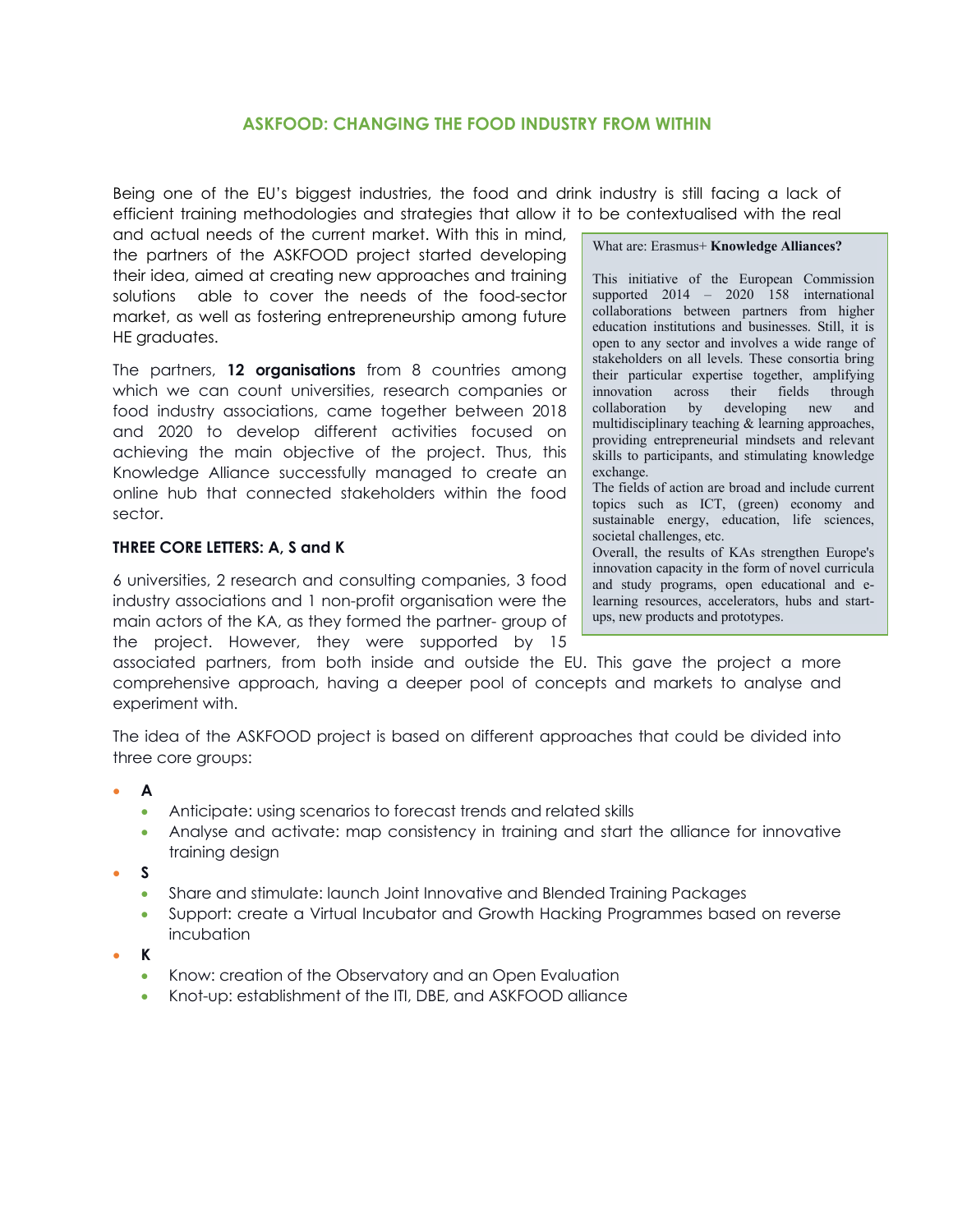## ASKFOOD: CHANGING THE FOOD INDUSTRY FROM WITHIN

Being one of the EU's biggest industries, the food and drink industry is still facing a lack of efficient training methodologies and strategies that allow it to be contextualised with the real and actual needs of the current market. With this in mind, the partners of the ASKFOOD project started developing their idea, aimed at creating new approaches and training solutions able to cover the needs of the food-sector market, as well as fostering entrepreneurship among future HE graduates.

The partners, **12 organisations** from 8 countries among which we can count universities, research companies or food industry associations, came together between 2018 and 2020 to develop different activities focused on achieving the main objective of the project. Thus, this Knowledge Alliance successfully managed to create an online hub that connected stakeholders within the food sector.

> What are: Erasmus+ **Knowledge Alliances?**
>
> This initiative of the European Commission supported 2014 – 2020 158 international collaborations between partners from higher education institutions and businesses. Still, it is open to any sector and involves a wide range of stakeholders on all levels. These consortia bring their particular expertise together, amplifying innovation across their fields through collaboration by developing new and multidisciplinary teaching & learning approaches, providing entrepreneurial mindsets and relevant skills to participants, and stimulating knowledge exchange.
> The fields of action are broad and include current topics such as ICT, (green) economy and sustainable energy, education, life sciences, societal challenges, etc.
> Overall, the results of KAs strengthen Europe's innovation capacity in the form of novel curricula and study programs, open educational and e-learning resources, accelerators, hubs and start-ups, new products and prototypes.

### THREE CORE LETTERS: A, S and K

6 universities, 2 research and consulting companies, 3 food industry associations and 1 non-profit organisation were the main actors of the KA, as they formed the partner- group of the project. However, they were supported by 15 associated partners, from both inside and outside the EU. This gave the project a more comprehensive approach, having a deeper pool of concepts and markets to analyse and experiment with.

The idea of the ASKFOOD project is based on different approaches that could be divided into three core groups:

- **A**
  - Anticipate: using scenarios to forecast trends and related skills
  - Analyse and activate: map consistency in training and start the alliance for innovative training design
- **S**
  - Share and stimulate: launch Joint Innovative and Blended Training Packages
  - Support: create a Virtual Incubator and Growth Hacking Programmes based on reverse incubation
- **K**
  - Know: creation of the Observatory and an Open Evaluation
  - Knot-up: establishment of the ITI, DBE, and ASKFOOD alliance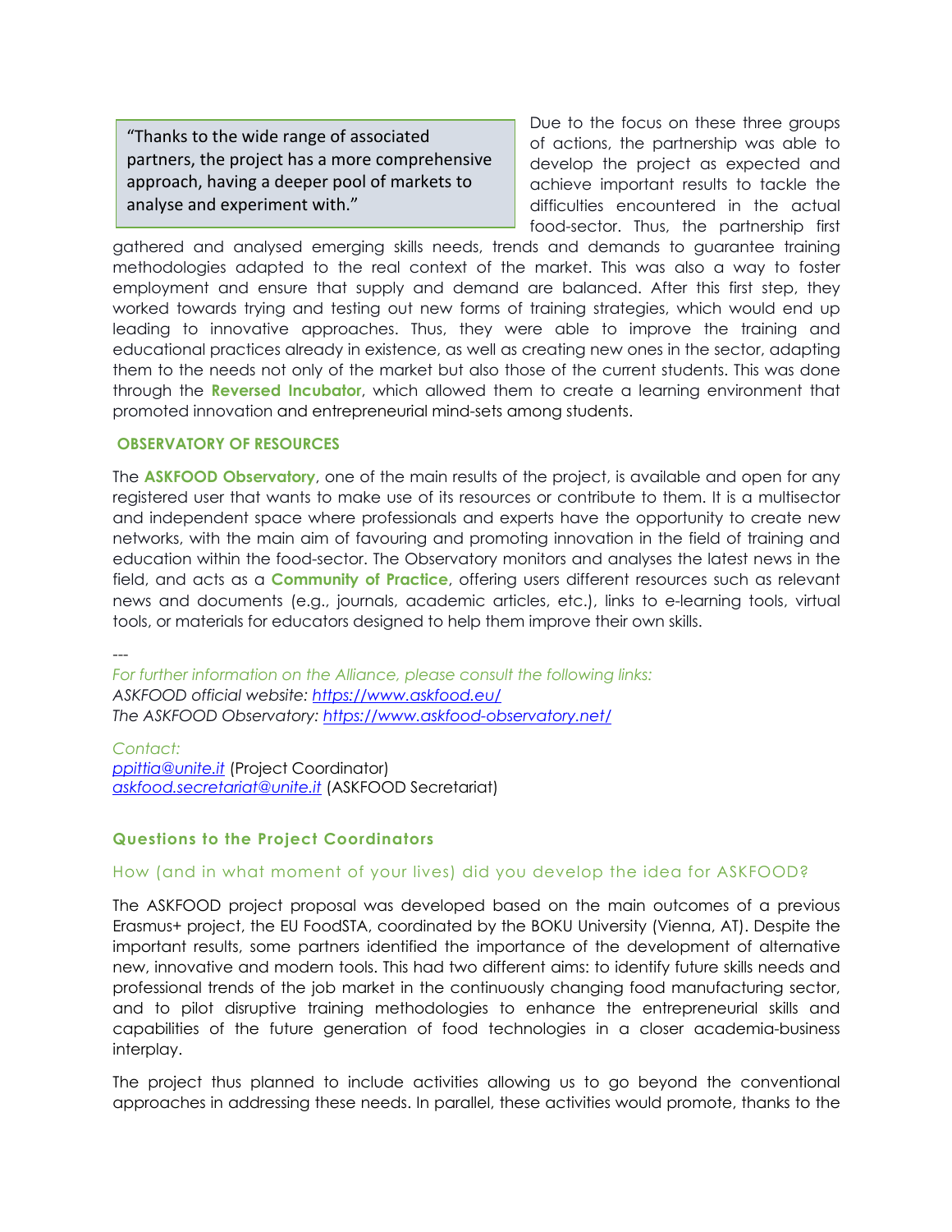> "Thanks to the wide range of associated partners, the project has a more comprehensive approach, having a deeper pool of markets to analyse and experiment with."

Due to the focus on these three groups of actions, the partnership was able to develop the project as expected and achieve important results to tackle the difficulties encountered in the actual food-sector. Thus, the partnership first gathered and analysed emerging skills needs, trends and demands to guarantee training methodologies adapted to the real context of the market. This was also a way to foster employment and ensure that supply and demand are balanced. After this first step, they worked towards trying and testing out new forms of training strategies, which would end up leading to innovative approaches. Thus, they were able to improve the training and educational practices already in existence, as well as creating new ones in the sector, adapting them to the needs not only of the market but also those of the current students. This was done through the **Reversed Incubator**, which allowed them to create a learning environment that promoted innovation and entrepreneurial mind-sets among students.

## OBSERVATORY OF RESOURCES

The **ASKFOOD Observatory**, one of the main results of the project, is available and open for any registered user that wants to make use of its resources or contribute to them. It is a multisector and independent space where professionals and experts have the opportunity to create new networks, with the main aim of favouring and promoting innovation in the field of training and education within the food-sector. The Observatory monitors and analyses the latest news in the field, and acts as a **Community of Practice**, offering users different resources such as relevant news and documents (e.g., journals, academic articles, etc.), links to e-learning tools, virtual tools, or materials for educators designed to help them improve their own skills.

---

*For further information on the Alliance, please consult the following links:*
*ASKFOOD official website:* [https://www.askfood.eu/](https://www.askfood.eu/)
*The ASKFOOD Observatory:* [https://www.askfood-observatory.net/](https://www.askfood-observatory.net/)

*Contact:*
[ppittia@unite.it](mailto:ppittia@unite.it) (Project Coordinator)
[askfood.secretariat@unite.it](mailto:askfood.secretariat@unite.it) (ASKFOOD Secretariat)

## Questions to the Project Coordinators

### How (and in what moment of your lives) did you develop the idea for ASKFOOD?

The ASKFOOD project proposal was developed based on the main outcomes of a previous Erasmus+ project, the EU FoodSTA, coordinated by the BOKU University (Vienna, AT). Despite the important results, some partners identified the importance of the development of alternative new, innovative and modern tools. This had two different aims: to identify future skills needs and professional trends of the job market in the continuously changing food manufacturing sector, and to pilot disruptive training methodologies to enhance the entrepreneurial skills and capabilities of the future generation of food technologies in a closer academia-business interplay.

The project thus planned to include activities allowing us to go beyond the conventional approaches in addressing these needs. In parallel, these activities would promote, thanks to the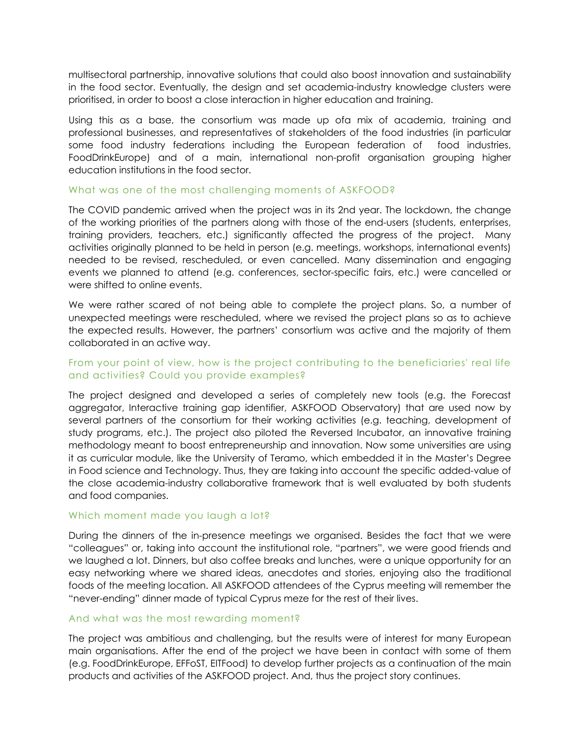multisectoral partnership, innovative solutions that could also boost innovation and sustainability in the food sector. Eventually, the design and set academia-industry knowledge clusters were prioritised, in order to boost a close interaction in higher education and training.

Using this as a base, the consortium was made up ofa mix of academia, training and professional businesses, and representatives of stakeholders of the food industries (in particular some food industry federations including the European federation of food industries, FoodDrinkEurope) and of a main, international non-profit organisation grouping higher education institutions in the food sector.

### What was one of the most challenging moments of ASKFOOD?

The COVID pandemic arrived when the project was in its 2nd year. The lockdown, the change of the working priorities of the partners along with those of the end-users (students, enterprises, training providers, teachers, etc.) significantly affected the progress of the project. Many activities originally planned to be held in person (e.g. meetings, workshops, international events) needed to be revised, rescheduled, or even cancelled. Many dissemination and engaging events we planned to attend (e.g. conferences, sector-specific fairs, etc.) were cancelled or were shifted to online events.

We were rather scared of not being able to complete the project plans. So, a number of unexpected meetings were rescheduled, where we revised the project plans so as to achieve the expected results. However, the partners' consortium was active and the majority of them collaborated in an active way.

### From your point of view, how is the project contributing to the beneficiaries' real life and activities? Could you provide examples?

The project designed and developed a series of completely new tools (e.g. the Forecast aggregator, Interactive training gap identifier, ASKFOOD Observatory) that are used now by several partners of the consortium for their working activities (e.g. teaching, development of study programs, etc.). The project also piloted the Reversed Incubator, an innovative training methodology meant to boost entrepreneurship and innovation. Now some universities are using it as curricular module, like the University of Teramo, which embedded it in the Master's Degree in Food science and Technology. Thus, they are taking into account the specific added-value of the close academia-industry collaborative framework that is well evaluated by both students and food companies.

### Which moment made you laugh a lot?

During the dinners of the in-presence meetings we organised. Besides the fact that we were "colleagues" or, taking into account the institutional role, "partners", we were good friends and we laughed a lot. Dinners, but also coffee breaks and lunches, were a unique opportunity for an easy networking where we shared ideas, anecdotes and stories, enjoying also the traditional foods of the meeting location. All ASKFOOD attendees of the Cyprus meeting will remember the "never-ending" dinner made of typical Cyprus meze for the rest of their lives.

### And what was the most rewarding moment?

The project was ambitious and challenging, but the results were of interest for many European main organisations. After the end of the project we have been in contact with some of them (e.g. FoodDrinkEurope, EFFoST, EITFood) to develop further projects as a continuation of the main products and activities of the ASKFOOD project. And, thus the project story continues.